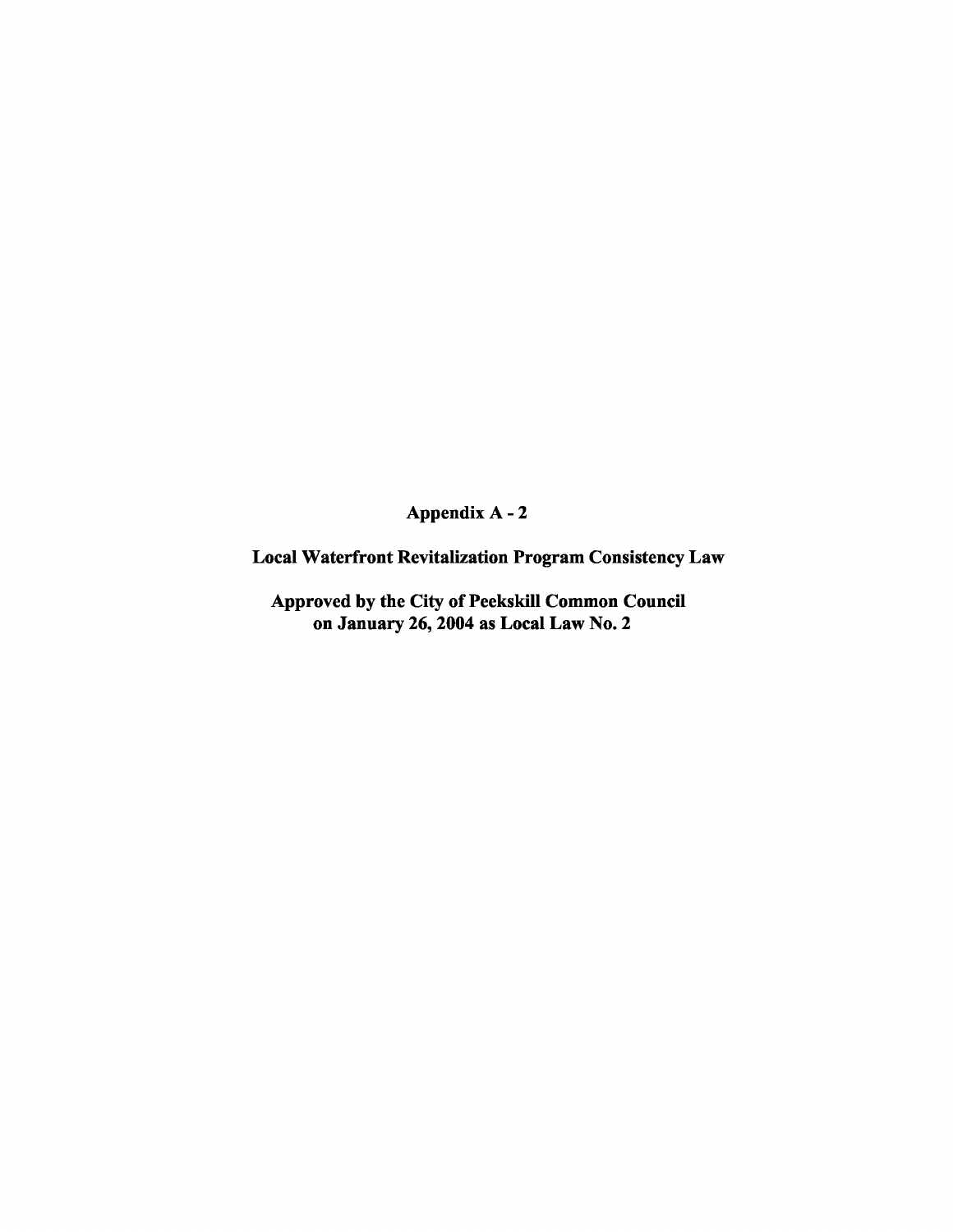# Appendix A - 2

## Local Waterfront Revitalization Program Consistency Law

**Approved by the City of Peekskill Common Council on January 26, 2004 as Local Law No. 2**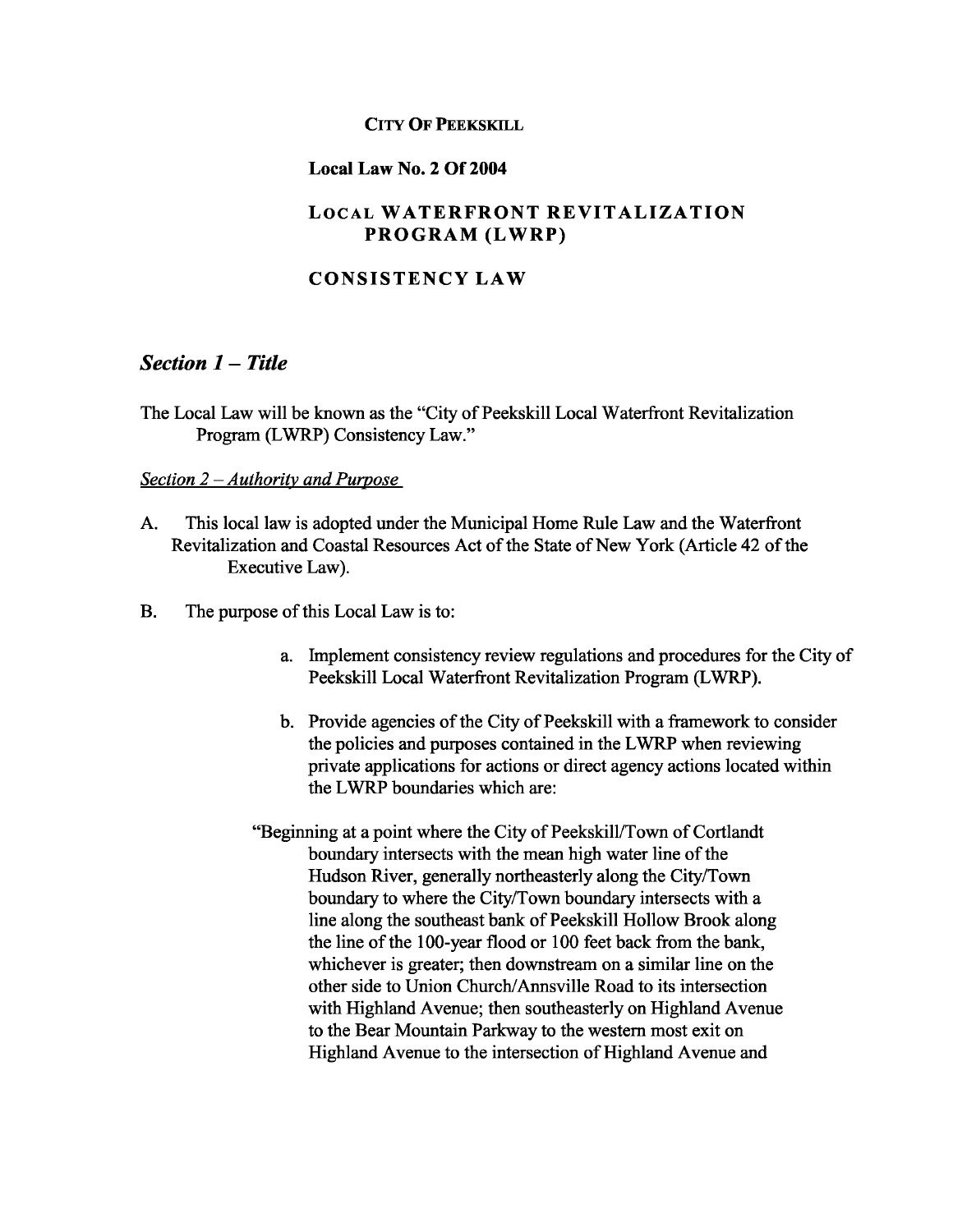**CITY OF PEEKSKILL**

**Local Law No. 2 Of 2004**

**LOCAL WATERFRONT REVITALIZATION PROGRAM (LWRP)**

**CONSISTENCY LAW**

## *Section 1 – Title*

The Local Law will be known as the "City of Peekskill Local Waterfront Revitalization Program (LWRP) Consistency Law."

### *Section 2 – Authority and Purpose*

A. This local law is adopted under the Municipal Home Rule Law and the Waterfront Revitalization and Coastal Resources Act of the State of New York (Article 42 of the Executive Law).

B. The purpose of this Local Law is to:

a. Implement consistency review regulations and procedures for the City of Peekskill Local Waterfront Revitalization Program (LWRP).

b. Provide agencies of the City of Peekskill with a framework to consider the policies and purposes contained in the LWRP when reviewing private applications for actions or direct agency actions located within the LWRP boundaries which are:

"Beginning at a point where the City of Peekskill/Town of Cortlandt boundary intersects with the mean high water line of the Hudson River, generally northeasterly along the City/Town boundary to where the City/Town boundary intersects with a line along the southeast bank of Peekskill Hollow Brook along the line of the 100-year flood or 100 feet back from the bank, whichever is greater; then downstream on a similar line on the other side to Union Church/Annsville Road to its intersection with Highland Avenue; then southeasterly on Highland Avenue to the Bear Mountain Parkway to the western most exit on Highland Avenue to the intersection of Highland Avenue and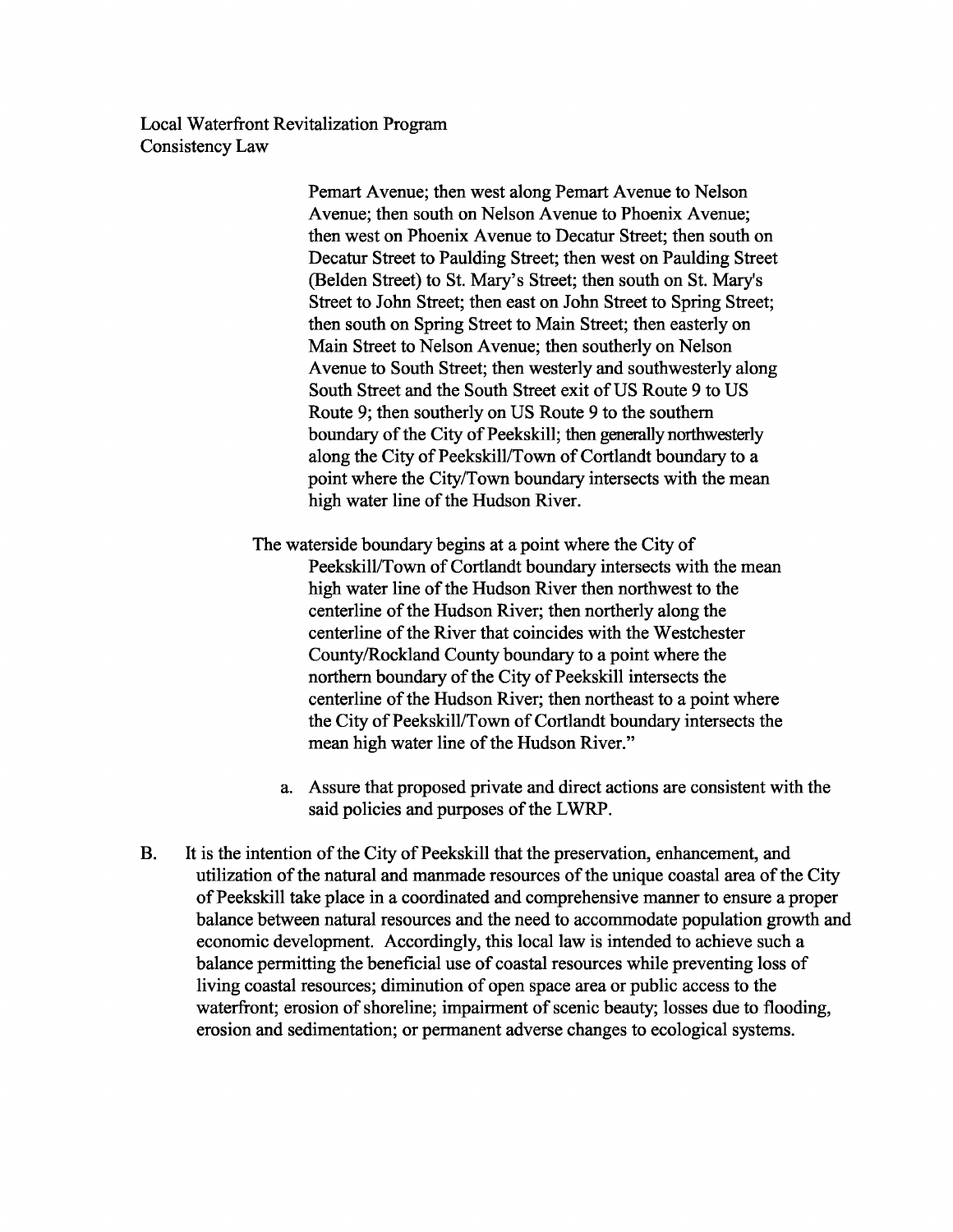Pemart Avenue; then west along Pemart Avenue to Nelson Avenue; then south on Nelson Avenue to Phoenix Avenue; then west on Phoenix Avenue to Decatur Street; then south on Decatur Street to Paulding Street; then west on Paulding Street (Belden Street) to St. Mary's Street; then south on St. Mary's Street to John Street; then east on John Street to Spring Street; then south on Spring Street to Main Street; then easterly on Main Street to Nelson Avenue; then southerly on Nelson Avenue to South Street; then westerly and southwesterly along South Street and the South Street exit of US Route 9 to US Route 9; then southerly on US Route 9 to the southern boundary of the City of Peekskill; then generally northwesterly along the City of Peekskill/Town of Cortlandt boundary to a point where the City/Town boundary intersects with the mean high water line of the Hudson River.

The waterside boundary begins at a point where the City of Peekskill/Town of Cortlandt boundary intersects with the mean high water line of the Hudson River then northwest to the centerline of the Hudson River; then northerly along the centerline of the River that coincides with the Westchester County/Rockland County boundary to a point where the northern boundary of the City of Peekskill intersects the centerline of the Hudson River; then northeast to a point where the City of Peekskill/Town of Cortlandt boundary intersects the mean high water line of the Hudson River."

a. Assure that proposed private and direct actions are consistent with the said policies and purposes of the LWRP.

B. It is the intention of the City of Peekskill that the preservation, enhancement, and utilization of the natural and manmade resources of the unique coastal area of the City of Peekskill take place in a coordinated and comprehensive manner to ensure a proper balance between natural resources and the need to accommodate population growth and economic development. Accordingly, this local law is intended to achieve such a balance permitting the beneficial use of coastal resources while preventing loss of living coastal resources; diminution of open space area or public access to the waterfront; erosion of shoreline; impairment of scenic beauty; losses due to flooding, erosion and sedimentation; or permanent adverse changes to ecological systems.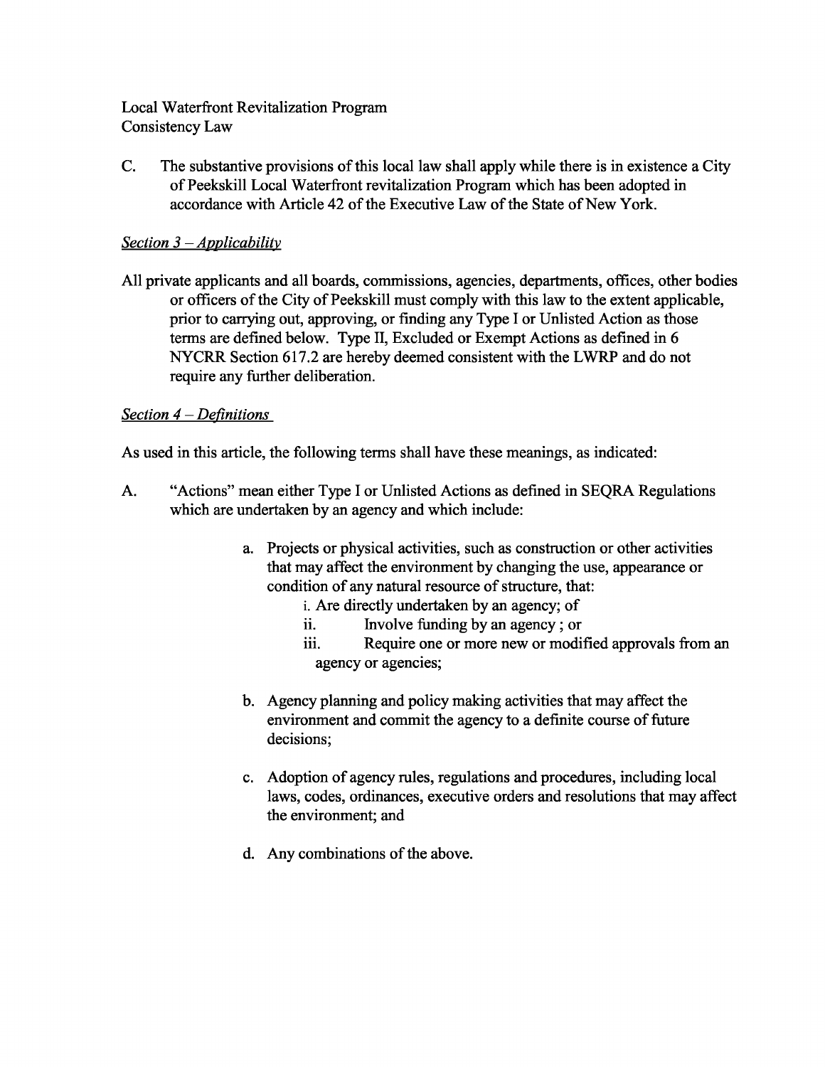Local Waterfront Revitalization Program
Consistency Law

C. The substantive provisions of this local law shall apply while there is in existence a City of Peekskill Local Waterfront revitalization Program which has been adopted in accordance with Article 42 of the Executive Law of the State of New York.

*Section 3 – Applicability*

All private applicants and all boards, commissions, agencies, departments, offices, other bodies or officers of the City of Peekskill must comply with this law to the extent applicable, prior to carrying out, approving, or finding any Type I or Unlisted Action as those terms are defined below. Type II, Excluded or Exempt Actions as defined in 6 NYCRR Section 617.2 are hereby deemed consistent with the LWRP and do not require any further deliberation.

*Section 4 – Definitions*

As used in this article, the following terms shall have these meanings, as indicated:

A. "Actions" mean either Type I or Unlisted Actions as defined in SEQRA Regulations which are undertaken by an agency and which include:

   a. Projects or physical activities, such as construction or other activities that may affect the environment by changing the use, appearance or condition of any natural resource of structure, that:
      i. Are directly undertaken by an agency; of
      ii. Involve funding by an agency ; or
      iii. Require one or more new or modified approvals from an agency or agencies;

   b. Agency planning and policy making activities that may affect the environment and commit the agency to a definite course of future decisions;

   c. Adoption of agency rules, regulations and procedures, including local laws, codes, ordinances, executive orders and resolutions that may affect the environment; and

   d. Any combinations of the above.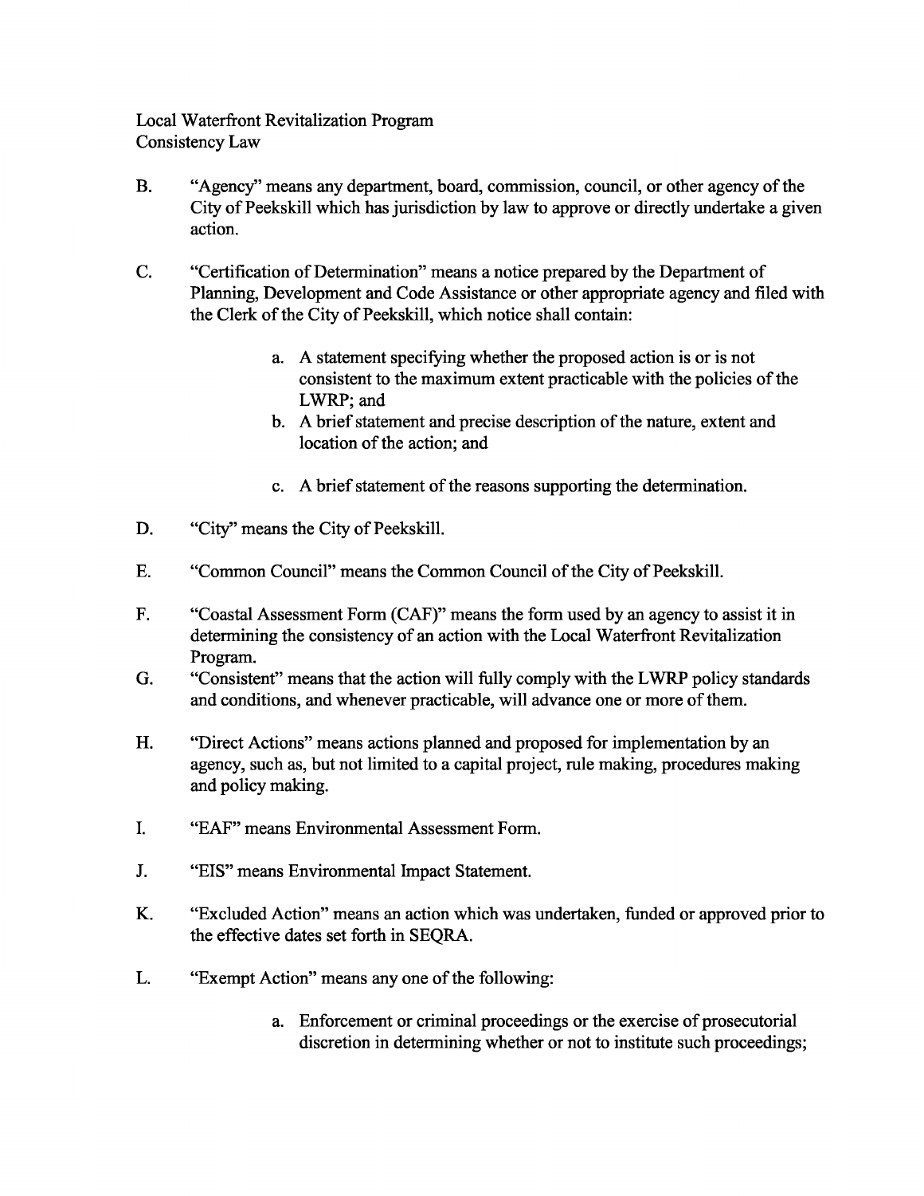Local Waterfront Revitalization Program
Consistency Law

B. "Agency" means any department, board, commission, council, or other agency of the City of Peekskill which has jurisdiction by law to approve or directly undertake a given action.

C. "Certification of Determination" means a notice prepared by the Department of Planning, Development and Code Assistance or other appropriate agency and filed with the Clerk of the City of Peekskill, which notice shall contain:

   a. A statement specifying whether the proposed action is or is not consistent to the maximum extent practicable with the policies of the LWRP; and
   b. A brief statement and precise description of the nature, extent and location of the action; and
   c. A brief statement of the reasons supporting the determination.

D. "City" means the City of Peekskill.

E. "Common Council" means the Common Council of the City of Peekskill.

F. "Coastal Assessment Form (CAF)" means the form used by an agency to assist it in determining the consistency of an action with the Local Waterfront Revitalization Program.

G. "Consistent" means that the action will fully comply with the LWRP policy standards and conditions, and whenever practicable, will advance one or more of them.

H. "Direct Actions" means actions planned and proposed for implementation by an agency, such as, but not limited to a capital project, rule making, procedures making and policy making.

I. "EAF" means Environmental Assessment Form.

J. "EIS" means Environmental Impact Statement.

K. "Excluded Action" means an action which was undertaken, funded or approved prior to the effective dates set forth in SEQRA.

L. "Exempt Action" means any one of the following:

   a. Enforcement or criminal proceedings or the exercise of prosecutorial discretion in determining whether or not to institute such proceedings;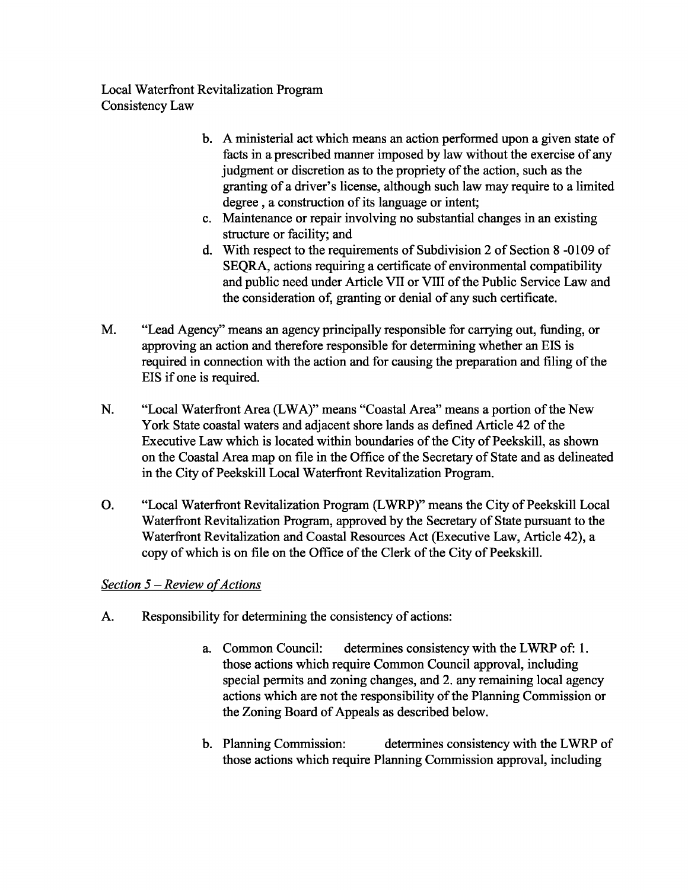b. A ministerial act which means an action performed upon a given state of facts in a prescribed manner imposed by law without the exercise of any judgment or discretion as to the propriety of the action, such as the granting of a driver's license, although such law may require to a limited degree , a construction of its language or intent;

c. Maintenance or repair involving no substantial changes in an existing structure or facility; and

d. With respect to the requirements of Subdivision 2 of Section 8 -0109 of SEQRA, actions requiring a certificate of environmental compatibility and public need under Article VII or VIII of the Public Service Law and the consideration of, granting or denial of any such certificate.

M. "Lead Agency" means an agency principally responsible for carrying out, funding, or approving an action and therefore responsible for determining whether an EIS is required in connection with the action and for causing the preparation and filing of the EIS if one is required.

N. "Local Waterfront Area (LWA)" means "Coastal Area" means a portion of the New York State coastal waters and adjacent shore lands as defined Article 42 of the Executive Law which is located within boundaries of the City of Peekskill, as shown on the Coastal Area map on file in the Office of the Secretary of State and as delineated in the City of Peekskill Local Waterfront Revitalization Program.

O. "Local Waterfront Revitalization Program (LWRP)" means the City of Peekskill Local Waterfront Revitalization Program, approved by the Secretary of State pursuant to the Waterfront Revitalization and Coastal Resources Act (Executive Law, Article 42), a copy of which is on file on the Office of the Clerk of the City of Peekskill.

*Section 5 – Review of Actions*

A. Responsibility for determining the consistency of actions:

a. Common Council: determines consistency with the LWRP of: 1. those actions which require Common Council approval, including special permits and zoning changes, and 2. any remaining local agency actions which are not the responsibility of the Planning Commission or the Zoning Board of Appeals as described below.

b. Planning Commission: determines consistency with the LWRP of those actions which require Planning Commission approval, including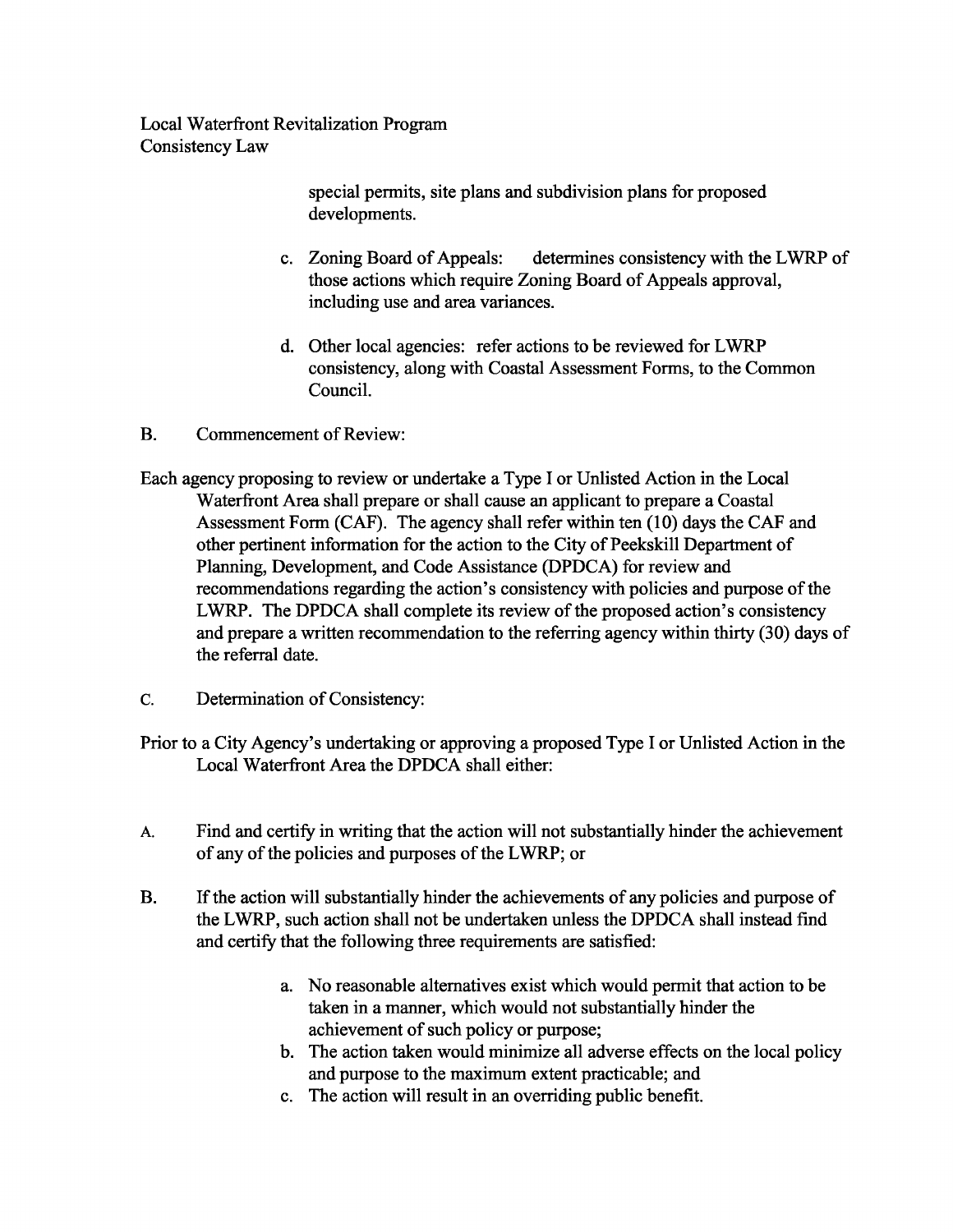special permits, site plans and subdivision plans for proposed developments.

c. Zoning Board of Appeals: determines consistency with the LWRP of those actions which require Zoning Board of Appeals approval, including use and area variances.

d. Other local agencies: refer actions to be reviewed for LWRP consistency, along with Coastal Assessment Forms, to the Common Council.

B. Commencement of Review:

Each agency proposing to review or undertake a Type I or Unlisted Action in the Local Waterfront Area shall prepare or shall cause an applicant to prepare a Coastal Assessment Form (CAF). The agency shall refer within ten (10) days the CAF and other pertinent information for the action to the City of Peekskill Department of Planning, Development, and Code Assistance (DPDCA) for review and recommendations regarding the action's consistency with policies and purpose of the LWRP. The DPDCA shall complete its review of the proposed action's consistency and prepare a written recommendation to the referring agency within thirty (30) days of the referral date.

C. Determination of Consistency:

Prior to a City Agency's undertaking or approving a proposed Type I or Unlisted Action in the Local Waterfront Area the DPDCA shall either:

A. Find and certify in writing that the action will not substantially hinder the achievement of any of the policies and purposes of the LWRP; or

B. If the action will substantially hinder the achievements of any policies and purpose of the LWRP, such action shall not be undertaken unless the DPDCA shall instead find and certify that the following three requirements are satisfied:

a. No reasonable alternatives exist which would permit that action to be taken in a manner, which would not substantially hinder the achievement of such policy or purpose;
b. The action taken would minimize all adverse effects on the local policy and purpose to the maximum extent practicable; and
c. The action will result in an overriding public benefit.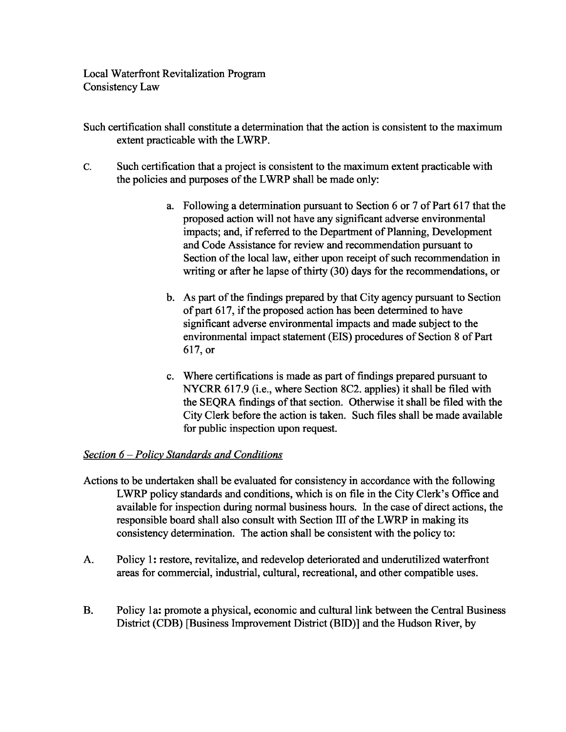Such certification shall constitute a determination that the action is consistent to the maximum extent practicable with the LWRP.

C. Such certification that a project is consistent to the maximum extent practicable with the policies and purposes of the LWRP shall be made only:

   a. Following a determination pursuant to Section 6 or 7 of Part 617 that the proposed action will not have any significant adverse environmental impacts; and, if referred to the Department of Planning, Development and Code Assistance for review and recommendation pursuant to Section of the local law, either upon receipt of such recommendation in writing or after he lapse of thirty (30) days for the recommendations, or

   b. As part of the findings prepared by that City agency pursuant to Section of part 617, if the proposed action has been determined to have significant adverse environmental impacts and made subject to the environmental impact statement (EIS) procedures of Section 8 of Part 617, or

   c. Where certifications is made as part of findings prepared pursuant to NYCRR 617.9 (i.e., where Section 8C2. applies) it shall be filed with the SEQRA findings of that section. Otherwise it shall be filed with the City Clerk before the action is taken. Such files shall be made available for public inspection upon request.

*Section 6 – Policy Standards and Conditions*

Actions to be undertaken shall be evaluated for consistency in accordance with the following LWRP policy standards and conditions, which is on file in the City Clerk's Office and available for inspection during normal business hours. In the case of direct actions, the responsible board shall also consult with Section III of the LWRP in making its consistency determination. The action shall be consistent with the policy to:

A. Policy 1**:** restore, revitalize, and redevelop deteriorated and underutilized waterfront areas for commercial, industrial, cultural, recreational, and other compatible uses.

B. Policy 1a**:** promote a physical, economic and cultural link between the Central Business District (CDB) [Business Improvement District (BID)] and the Hudson River, by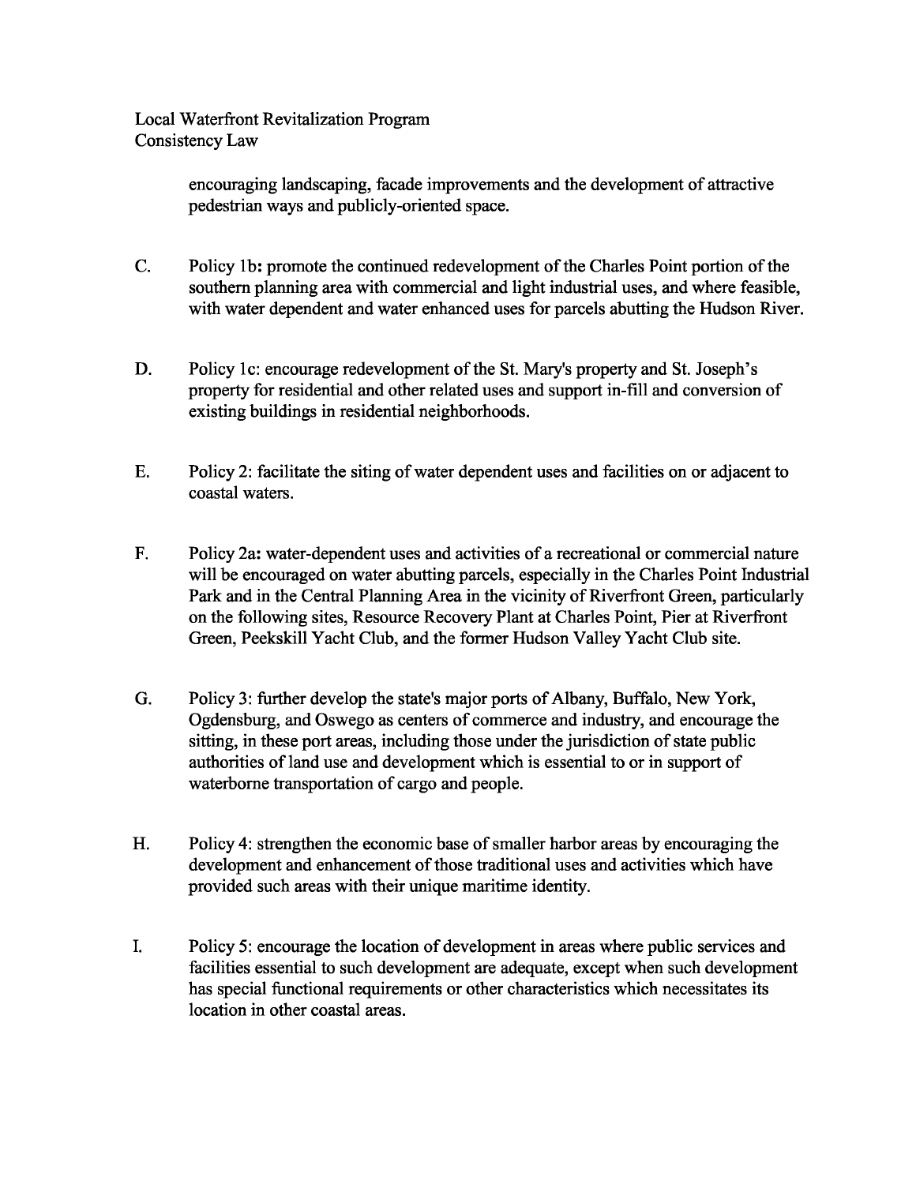encouraging landscaping, facade improvements and the development of attractive pedestrian ways and publicly-oriented space.

C. Policy 1b**:** promote the continued redevelopment of the Charles Point portion of the southern planning area with commercial and light industrial uses, and where feasible, with water dependent and water enhanced uses for parcels abutting the Hudson River.

D. Policy 1c: encourage redevelopment of the St. Mary's property and St. Joseph's property for residential and other related uses and support in-fill and conversion of existing buildings in residential neighborhoods.

E. Policy 2: facilitate the siting of water dependent uses and facilities on or adjacent to coastal waters.

F. Policy 2a**:** water-dependent uses and activities of a recreational or commercial nature will be encouraged on water abutting parcels, especially in the Charles Point Industrial Park and in the Central Planning Area in the vicinity of Riverfront Green, particularly on the following sites, Resource Recovery Plant at Charles Point, Pier at Riverfront Green, Peekskill Yacht Club, and the former Hudson Valley Yacht Club site.

G. Policy 3: further develop the state's major ports of Albany, Buffalo, New York, Ogdensburg, and Oswego as centers of commerce and industry, and encourage the sitting, in these port areas, including those under the jurisdiction of state public authorities of land use and development which is essential to or in support of waterborne transportation of cargo and people.

H. Policy 4: strengthen the economic base of smaller harbor areas by encouraging the development and enhancement of those traditional uses and activities which have provided such areas with their unique maritime identity.

I. Policy 5: encourage the location of development in areas where public services and facilities essential to such development are adequate, except when such development has special functional requirements or other characteristics which necessitates its location in other coastal areas.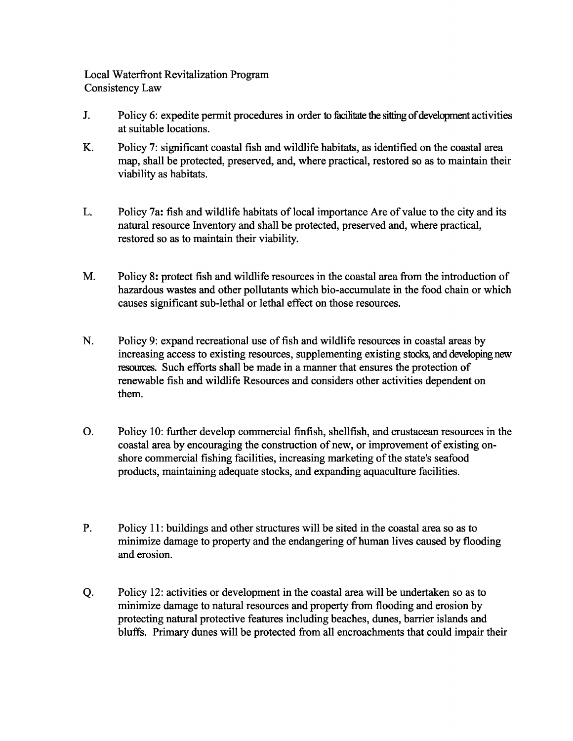Local Waterfront Revitalization Program
Consistency Law

J. Policy 6: expedite permit procedures in order to facilitate the sitting of development activities at suitable locations.

K. Policy 7: significant coastal fish and wildlife habitats, as identified on the coastal area map, shall be protected, preserved, and, where practical, restored so as to maintain their viability as habitats.

L. Policy 7a: fish and wildlife habitats of local importance Are of value to the city and its natural resource Inventory and shall be protected, preserved and, where practical, restored so as to maintain their viability.

M. Policy 8: protect fish and wildlife resources in the coastal area from the introduction of hazardous wastes and other pollutants which bio-accumulate in the food chain or which causes significant sub-lethal or lethal effect on those resources.

N. Policy 9: expand recreational use of fish and wildlife resources in coastal areas by increasing access to existing resources, supplementing existing stocks, and developing new resources. Such efforts shall be made in a manner that ensures the protection of renewable fish and wildlife Resources and considers other activities dependent on them.

O. Policy 10: further develop commercial finfish, shellfish, and crustacean resources in the coastal area by encouraging the construction of new, or improvement of existing on-shore commercial fishing facilities, increasing marketing of the state's seafood products, maintaining adequate stocks, and expanding aquaculture facilities.

P. Policy 11: buildings and other structures will be sited in the coastal area so as to minimize damage to property and the endangering of human lives caused by flooding and erosion.

Q. Policy 12: activities or development in the coastal area will be undertaken so as to minimize damage to natural resources and property from flooding and erosion by protecting natural protective features including beaches, dunes, barrier islands and bluffs. Primary dunes will be protected from all encroachments that could impair their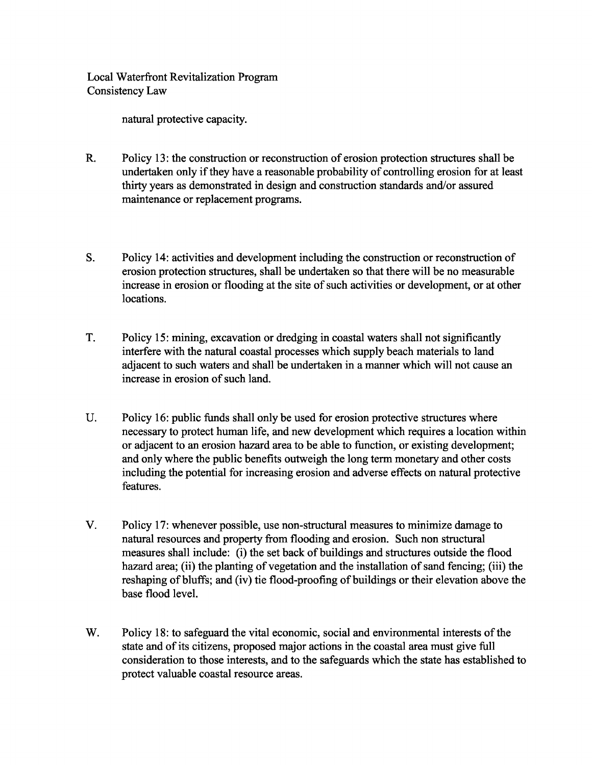natural protective capacity.

R. Policy 13: the construction or reconstruction of erosion protection structures shall be undertaken only if they have a reasonable probability of controlling erosion for at least thirty years as demonstrated in design and construction standards and/or assured maintenance or replacement programs.

S. Policy 14: activities and development including the construction or reconstruction of erosion protection structures, shall be undertaken so that there will be no measurable increase in erosion or flooding at the site of such activities or development, or at other locations.

T. Policy 15: mining, excavation or dredging in coastal waters shall not significantly interfere with the natural coastal processes which supply beach materials to land adjacent to such waters and shall be undertaken in a manner which will not cause an increase in erosion of such land.

U. Policy 16: public funds shall only be used for erosion protective structures where necessary to protect human life, and new development which requires a location within or adjacent to an erosion hazard area to be able to function, or existing development; and only where the public benefits outweigh the long term monetary and other costs including the potential for increasing erosion and adverse effects on natural protective features.

V. Policy 17: whenever possible, use non-structural measures to minimize damage to natural resources and property from flooding and erosion. Such non structural measures shall include: (i) the set back of buildings and structures outside the flood hazard area; (ii) the planting of vegetation and the installation of sand fencing; (iii) the reshaping of bluffs; and (iv) tie flood-proofing of buildings or their elevation above the base flood level.

W. Policy 18: to safeguard the vital economic, social and environmental interests of the state and of its citizens, proposed major actions in the coastal area must give full consideration to those interests, and to the safeguards which the state has established to protect valuable coastal resource areas.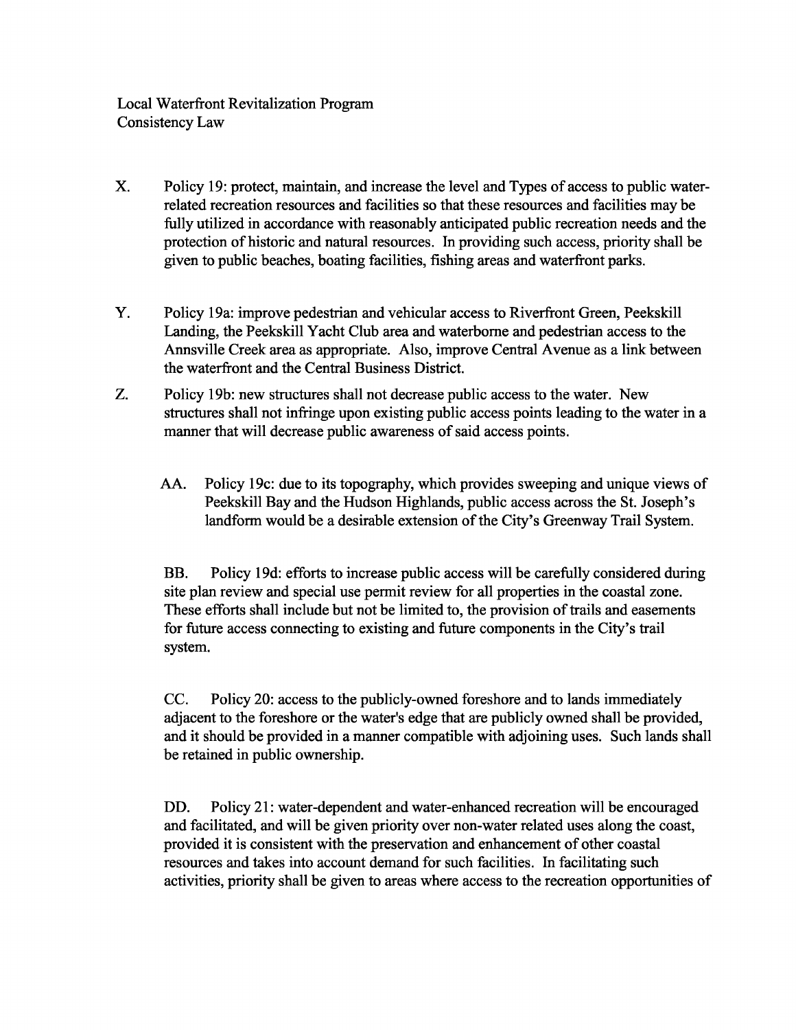Local Waterfront Revitalization Program
Consistency Law

X. Policy 19: protect, maintain, and increase the level and Types of access to public water-related recreation resources and facilities so that these resources and facilities may be fully utilized in accordance with reasonably anticipated public recreation needs and the protection of historic and natural resources. In providing such access, priority shall be given to public beaches, boating facilities, fishing areas and waterfront parks.

Y. Policy 19a: improve pedestrian and vehicular access to Riverfront Green, Peekskill Landing, the Peekskill Yacht Club area and waterborne and pedestrian access to the Annsville Creek area as appropriate. Also, improve Central Avenue as a link between the waterfront and the Central Business District.

Z. Policy 19b: new structures shall not decrease public access to the water. New structures shall not infringe upon existing public access points leading to the water in a manner that will decrease public awareness of said access points.

AA. Policy 19c: due to its topography, which provides sweeping and unique views of Peekskill Bay and the Hudson Highlands, public access across the St. Joseph's landform would be a desirable extension of the City's Greenway Trail System.

BB. Policy 19d: efforts to increase public access will be carefully considered during site plan review and special use permit review for all properties in the coastal zone. These efforts shall include but not be limited to, the provision of trails and easements for future access connecting to existing and future components in the City's trail system.

CC. Policy 20: access to the publicly-owned foreshore and to lands immediately adjacent to the foreshore or the water's edge that are publicly owned shall be provided, and it should be provided in a manner compatible with adjoining uses. Such lands shall be retained in public ownership.

DD. Policy 21: water-dependent and water-enhanced recreation will be encouraged and facilitated, and will be given priority over non-water related uses along the coast, provided it is consistent with the preservation and enhancement of other coastal resources and takes into account demand for such facilities. In facilitating such activities, priority shall be given to areas where access to the recreation opportunities of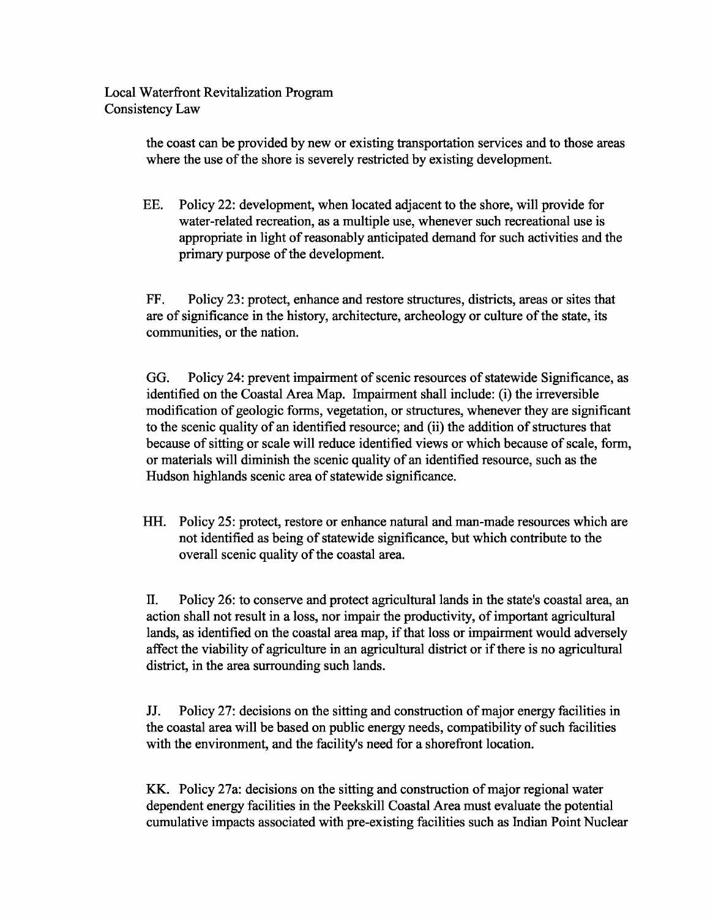the coast can be provided by new or existing transportation services and to those areas where the use of the shore is severely restricted by existing development.

EE. Policy 22: development, when located adjacent to the shore, will provide for water-related recreation, as a multiple use, whenever such recreational use is appropriate in light of reasonably anticipated demand for such activities and the primary purpose of the development.

FF. Policy 23: protect, enhance and restore structures, districts, areas or sites that are of significance in the history, architecture, archeology or culture of the state, its communities, or the nation.

GG. Policy 24: prevent impairment of scenic resources of statewide Significance, as identified on the Coastal Area Map. Impairment shall include: (i) the irreversible modification of geologic forms, vegetation, or structures, whenever they are significant to the scenic quality of an identified resource; and (ii) the addition of structures that because of sitting or scale will reduce identified views or which because of scale, form, or materials will diminish the scenic quality of an identified resource, such as the Hudson highlands scenic area of statewide significance.

HH. Policy 25: protect, restore or enhance natural and man-made resources which are not identified as being of statewide significance, but which contribute to the overall scenic quality of the coastal area.

II. Policy 26: to conserve and protect agricultural lands in the state's coastal area, an action shall not result in a loss, nor impair the productivity, of important agricultural lands, as identified on the coastal area map, if that loss or impairment would adversely affect the viability of agriculture in an agricultural district or if there is no agricultural district, in the area surrounding such lands.

JJ. Policy 27: decisions on the sitting and construction of major energy facilities in the coastal area will be based on public energy needs, compatibility of such facilities with the environment, and the facility's need for a shorefront location.

KK. Policy 27a: decisions on the sitting and construction of major regional water dependent energy facilities in the Peekskill Coastal Area must evaluate the potential cumulative impacts associated with pre-existing facilities such as Indian Point Nuclear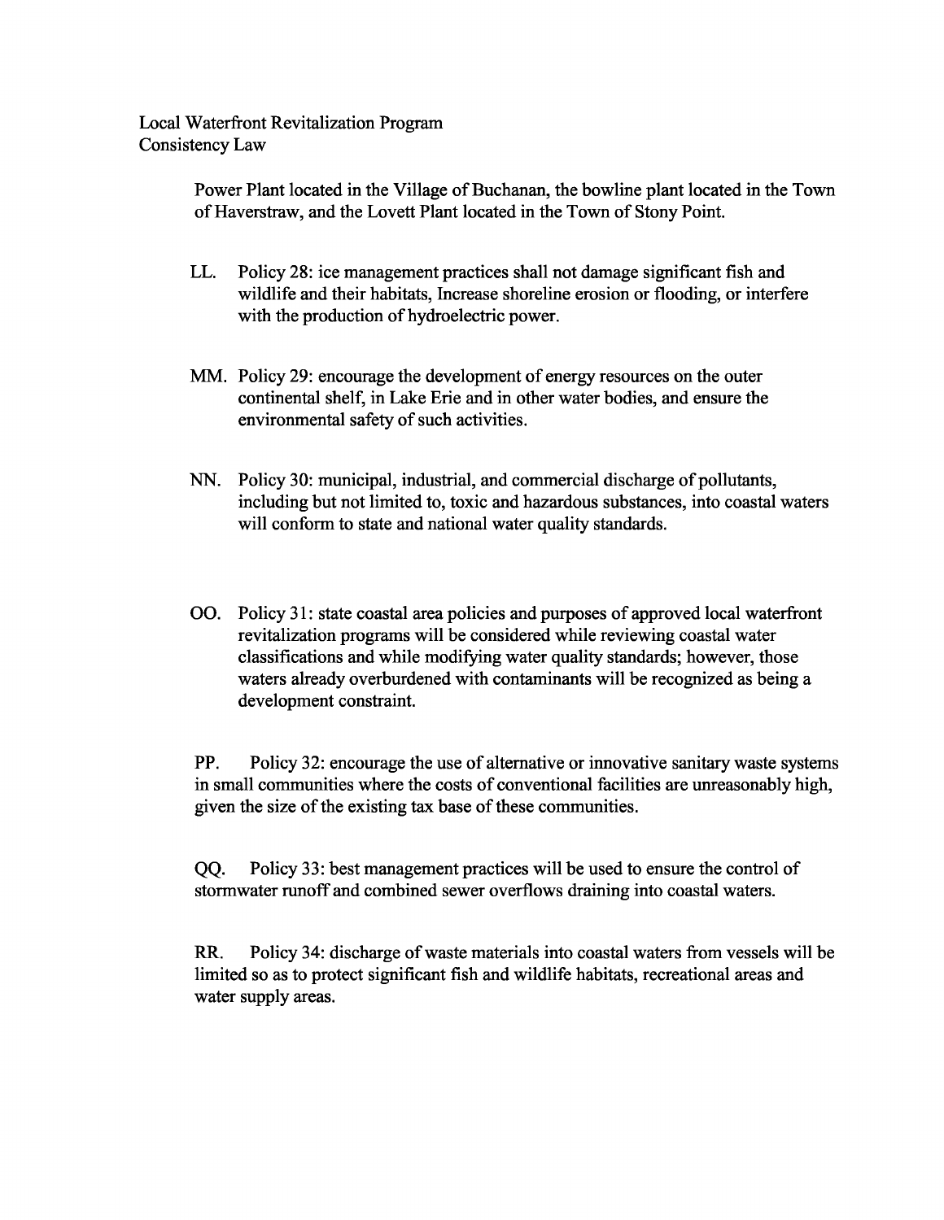Power Plant located in the Village of Buchanan, the bowline plant located in the Town of Haverstraw, and the Lovett Plant located in the Town of Stony Point.

LL. Policy 28: ice management practices shall not damage significant fish and wildlife and their habitats, Increase shoreline erosion or flooding, or interfere with the production of hydroelectric power.

MM. Policy 29: encourage the development of energy resources on the outer continental shelf, in Lake Erie and in other water bodies, and ensure the environmental safety of such activities.

NN. Policy 30: municipal, industrial, and commercial discharge of pollutants, including but not limited to, toxic and hazardous substances, into coastal waters will conform to state and national water quality standards.

OO. Policy 31: state coastal area policies and purposes of approved local waterfront revitalization programs will be considered while reviewing coastal water classifications and while modifying water quality standards; however, those waters already overburdened with contaminants will be recognized as being a development constraint.

PP. Policy 32: encourage the use of alternative or innovative sanitary waste systems in small communities where the costs of conventional facilities are unreasonably high, given the size of the existing tax base of these communities.

QQ. Policy 33: best management practices will be used to ensure the control of stormwater runoff and combined sewer overflows draining into coastal waters.

RR. Policy 34: discharge of waste materials into coastal waters from vessels will be limited so as to protect significant fish and wildlife habitats, recreational areas and water supply areas.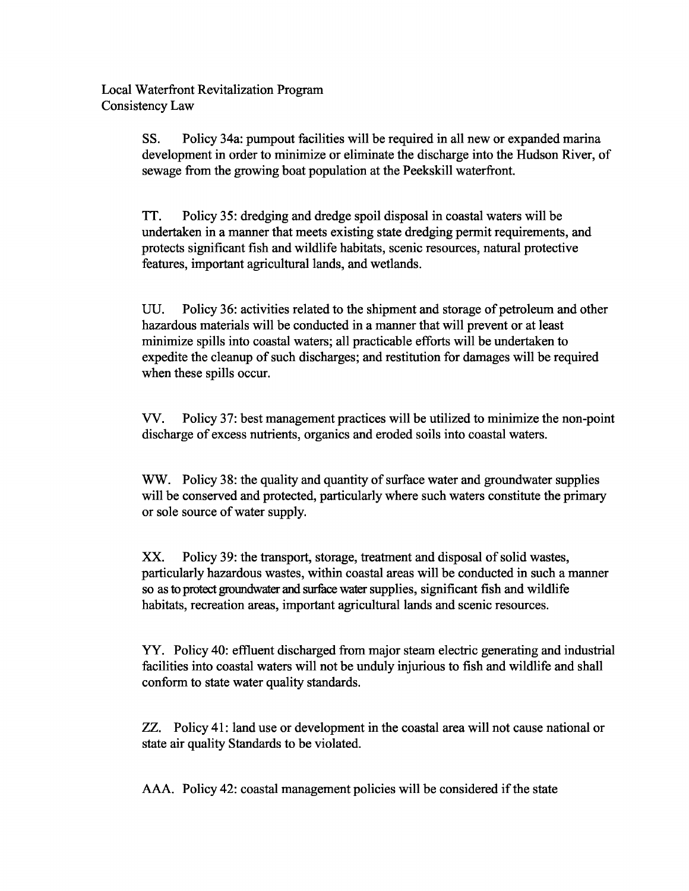Local Waterfront Revitalization Program
Consistency Law

SS. Policy 34a: pumpout facilities will be required in all new or expanded marina development in order to minimize or eliminate the discharge into the Hudson River, of sewage from the growing boat population at the Peekskill waterfront.

TT. Policy 35: dredging and dredge spoil disposal in coastal waters will be undertaken in a manner that meets existing state dredging permit requirements, and protects significant fish and wildlife habitats, scenic resources, natural protective features, important agricultural lands, and wetlands.

UU. Policy 36: activities related to the shipment and storage of petroleum and other hazardous materials will be conducted in a manner that will prevent or at least minimize spills into coastal waters; all practicable efforts will be undertaken to expedite the cleanup of such discharges; and restitution for damages will be required when these spills occur.

VV. Policy 37: best management practices will be utilized to minimize the non-point discharge of excess nutrients, organics and eroded soils into coastal waters.

WW. Policy 38: the quality and quantity of surface water and groundwater supplies will be conserved and protected, particularly where such waters constitute the primary or sole source of water supply.

XX. Policy 39: the transport, storage, treatment and disposal of solid wastes, particularly hazardous wastes, within coastal areas will be conducted in such a manner so as to protect groundwater and surface water supplies, significant fish and wildlife habitats, recreation areas, important agricultural lands and scenic resources.

YY. Policy 40: effluent discharged from major steam electric generating and industrial facilities into coastal waters will not be unduly injurious to fish and wildlife and shall conform to state water quality standards.

ZZ. Policy 41: land use or development in the coastal area will not cause national or state air quality Standards to be violated.

AAA. Policy 42: coastal management policies will be considered if the state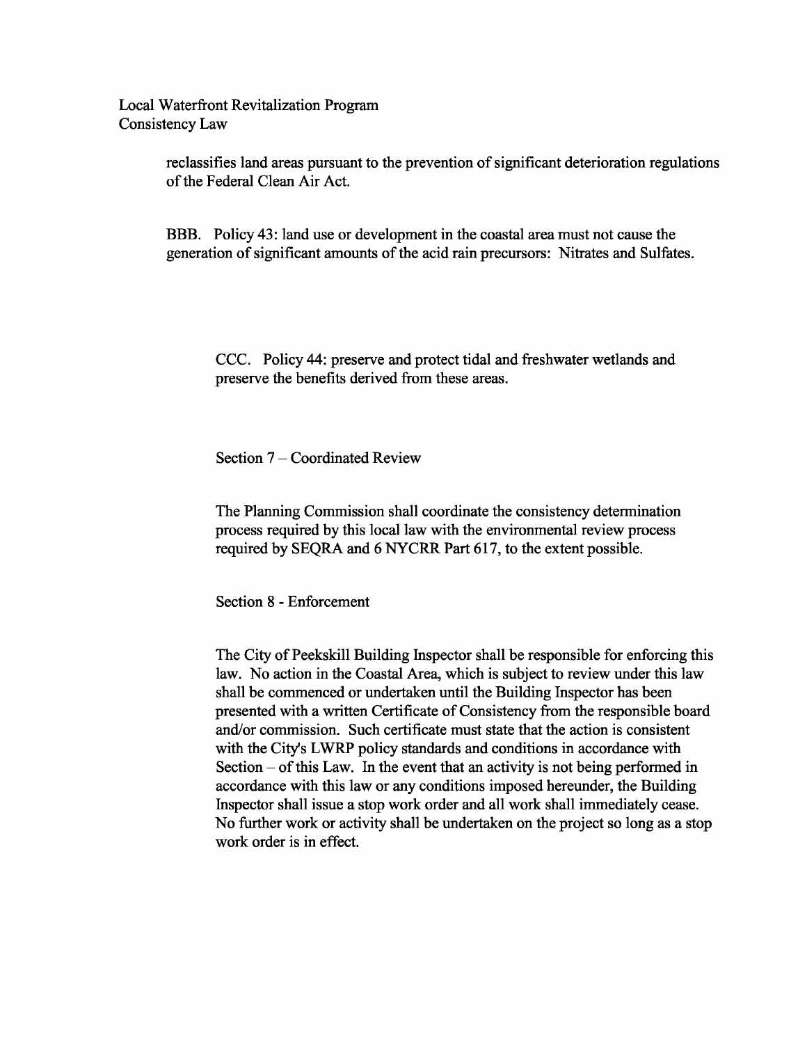reclassifies land areas pursuant to the prevention of significant deterioration regulations of the Federal Clean Air Act.

BBB. Policy 43: land use or development in the coastal area must not cause the generation of significant amounts of the acid rain precursors: Nitrates and Sulfates.

CCC. Policy 44: preserve and protect tidal and freshwater wetlands and preserve the benefits derived from these areas.

Section 7 – Coordinated Review

The Planning Commission shall coordinate the consistency determination process required by this local law with the environmental review process required by SEQRA and 6 NYCRR Part 617, to the extent possible.

Section 8 - Enforcement

The City of Peekskill Building Inspector shall be responsible for enforcing this law. No action in the Coastal Area, which is subject to review under this law shall be commenced or undertaken until the Building Inspector has been presented with a written Certificate of Consistency from the responsible board and/or commission. Such certificate must state that the action is consistent with the City's LWRP policy standards and conditions in accordance with Section – of this Law. In the event that an activity is not being performed in accordance with this law or any conditions imposed hereunder, the Building Inspector shall issue a stop work order and all work shall immediately cease. No further work or activity shall be undertaken on the project so long as a stop work order is in effect.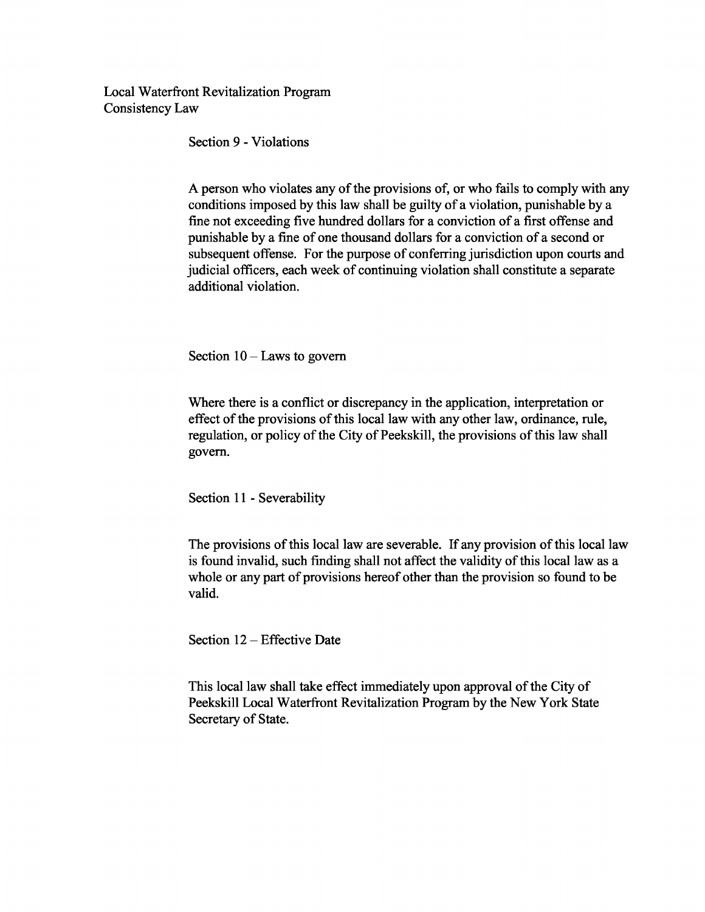Local Waterfront Revitalization Program
Consistency Law

Section 9 - Violations

A person who violates any of the provisions of, or who fails to comply with any conditions imposed by this law shall be guilty of a violation, punishable by a fine not exceeding five hundred dollars for a conviction of a first offense and punishable by a fine of one thousand dollars for a conviction of a second or subsequent offense. For the purpose of conferring jurisdiction upon courts and judicial officers, each week of continuing violation shall constitute a separate additional violation.

Section 10 – Laws to govern

Where there is a conflict or discrepancy in the application, interpretation or effect of the provisions of this local law with any other law, ordinance, rule, regulation, or policy of the City of Peekskill, the provisions of this law shall govern.

Section 11 - Severability

The provisions of this local law are severable. If any provision of this local law is found invalid, such finding shall not affect the validity of this local law as a whole or any part of provisions hereof other than the provision so found to be valid.

Section 12 – Effective Date

This local law shall take effect immediately upon approval of the City of Peekskill Local Waterfront Revitalization Program by the New York State Secretary of State.